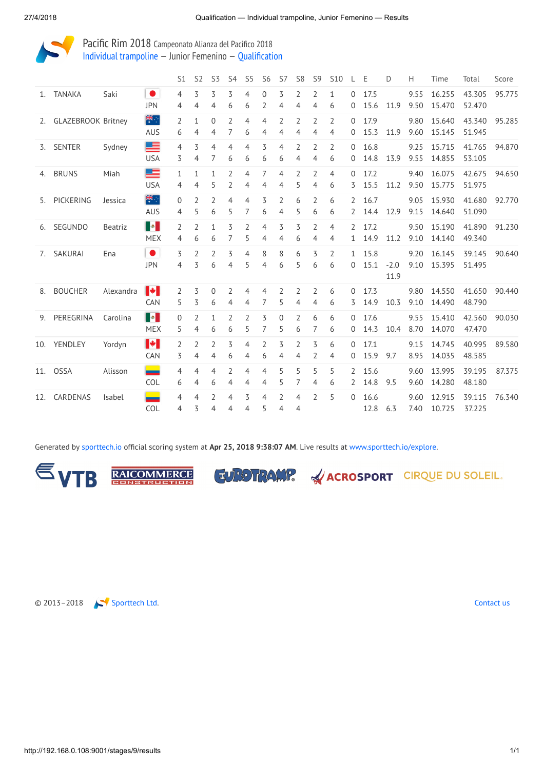# Pacific Rim 2018 Campeonato Alianza del Pacifico 2018

## Individual trampoline – Junior Femenino – Qualification

| | | | | S1 | S2 | S3 | S4 | S5 | S6 | S7 | S8 | S9 | S10 | L | E | D | H | Time | Total | Score |
|---|---|---|---|---|---|---|---|---|---|---|---|---|---|---|---|---|---|---|---|---|
| 1. | TANAKA | Saki | | 4 | 3 | 3 | 3 | 4 | 0 | 3 | 2 | 2 | 1 | 0 | 17.5 | | 9.55 | 16.255 | 43.305 | 95.775 |
| | | | JPN | 4 | 4 | 4 | 6 | 6 | 2 | 4 | 4 | 4 | 6 | 0 | 15.6 | 11.9 | 9.50 | 15.470 | 52.470 | |
| 2. | GLAZEBROOK | Britney | | 2 | 1 | 0 | 2 | 4 | 4 | 2 | 2 | 2 | 2 | 0 | 17.9 | | 9.80 | 15.640 | 43.340 | 95.285 |
| | | | AUS | 6 | 4 | 4 | 7 | 6 | 4 | 4 | 4 | 4 | 4 | 0 | 15.3 | 11.9 | 9.60 | 15.145 | 51.945 | |
| 3. | SENTER | Sydney | | 4 | 3 | 4 | 4 | 4 | 3 | 4 | 2 | 2 | 2 | 0 | 16.8 | | 9.25 | 15.715 | 41.765 | 94.870 |
| | | | USA | 3 | 4 | 7 | 6 | 6 | 6 | 6 | 4 | 4 | 6 | 0 | 14.8 | 13.9 | 9.55 | 14.855 | 53.105 | |
| 4. | BRUNS | Miah | | 1 | 1 | 1 | 2 | 4 | 7 | 4 | 2 | 2 | 4 | 0 | 17.2 | | 9.40 | 16.075 | 42.675 | 94.650 |
| | | | USA | 4 | 4 | 5 | 2 | 4 | 4 | 4 | 5 | 4 | 6 | 3 | 15.5 | 11.2 | 9.50 | 15.775 | 51.975 | |
| 5. | PICKERING | Jessica | | 0 | 2 | 2 | 4 | 4 | 3 | 2 | 6 | 2 | 6 | 2 | 16.7 | | 9.05 | 15.930 | 41.680 | 92.770 |
| | | | AUS | 4 | 5 | 6 | 5 | 7 | 6 | 4 | 5 | 6 | 6 | 2 | 14.4 | 12.9 | 9.15 | 14.640 | 51.090 | |
| 6. | SEGUNDO | Beatriz | | 2 | 2 | 1 | 3 | 2 | 4 | 3 | 3 | 2 | 4 | 2 | 17.2 | | 9.50 | 15.190 | 41.890 | 91.230 |
| | | | MEX | 4 | 6 | 6 | 7 | 5 | 4 | 4 | 6 | 4 | 4 | 1 | 14.9 | 11.2 | 9.10 | 14.140 | 49.340 | |
| 7. | SAKURAI | Ena | | 3 | 2 | 2 | 3 | 4 | 8 | 8 | 6 | 3 | 2 | 1 | 15.8 | | 9.20 | 16.145 | 39.145 | 90.640 |
| | | | JPN | 4 | 3 | 6 | 4 | 5 | 4 | 6 | 5 | 6 | 6 | 0 | 15.1 | -2.0 11.9 | 9.10 | 15.395 | 51.495 | |
| 8. | BOUCHER | Alexandra | | 2 | 3 | 0 | 2 | 4 | 4 | 2 | 2 | 2 | 6 | 0 | 17.3 | | 9.80 | 14.550 | 41.650 | 90.440 |
| | | | CAN | 5 | 3 | 6 | 4 | 4 | 7 | 5 | 4 | 4 | 6 | 3 | 14.9 | 10.3 | 9.10 | 14.490 | 48.790 | |
| 9. | PEREGRINA | Carolina | | 0 | 2 | 1 | 2 | 2 | 3 | 0 | 2 | 6 | 6 | 0 | 17.6 | | 9.55 | 15.410 | 42.560 | 90.030 |
| | | | MEX | 5 | 4 | 6 | 6 | 5 | 7 | 5 | 6 | 7 | 6 | 0 | 14.3 | 10.4 | 8.70 | 14.070 | 47.470 | |
| 10. | YENDLEY | Yordyn | | 2 | 2 | 2 | 3 | 4 | 2 | 3 | 2 | 3 | 6 | 0 | 17.1 | | 9.15 | 14.745 | 40.995 | 89.580 |
| | | | CAN | 3 | 4 | 4 | 6 | 4 | 6 | 4 | 4 | 2 | 4 | 0 | 15.9 | 9.7 | 8.95 | 14.035 | 48.585 | |
| 11. | OSSA | Alisson | | 4 | 4 | 4 | 2 | 4 | 4 | 5 | 5 | 5 | 5 | 2 | 15.6 | | 9.60 | 13.995 | 39.195 | 87.375 |
| | | | COL | 6 | 4 | 6 | 4 | 4 | 4 | 5 | 7 | 4 | 6 | 2 | 14.8 | 9.5 | 9.60 | 14.280 | 48.180 | |
| 12. | CARDENAS | Isabel | | 4 | 4 | 2 | 4 | 3 | 4 | 2 | 4 | 2 | 5 | 0 | 16.6 | | 9.60 | 12.915 | 39.115 | 76.340 |
| | | | COL | 4 | 3 | 4 | 4 | 4 | 5 | 4 | 4 | | | | 12.8 | 6.3 | 7.40 | 10.725 | 37.225 | |

Generated by sporttech.io official scoring system at **Apr 25, 2018 9:38:07 AM**. Live results at www.sporttech.io/explore.

VTB RAICOMMERCE CONSTRUCTION EUROTRAMP ACROSPORT CIRQUE DU SOLEIL.

© 2013–2018 Sporttech Ltd. Contact us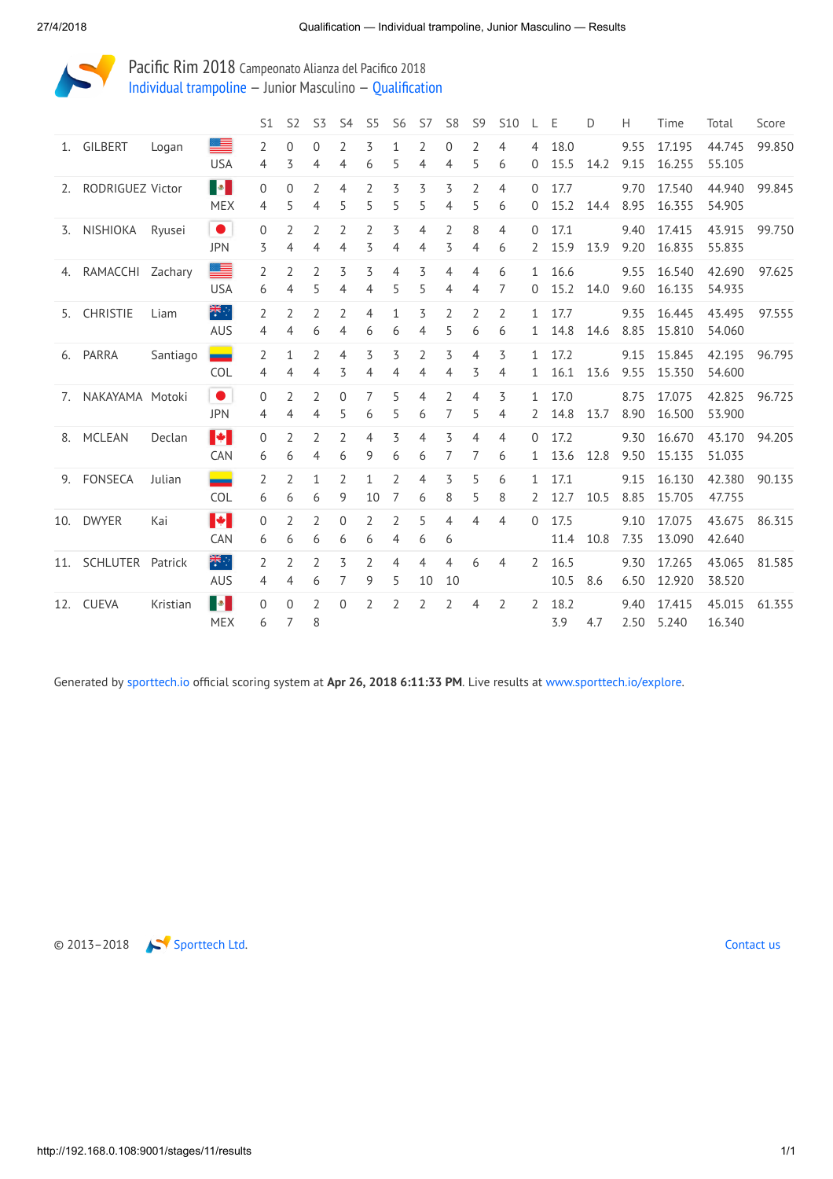# Pacific Rim 2018 Campeonato Alianza del Pacifico 2018

## Individual trampoline – Junior Masculino – Qualification

| | | | | S1 | S2 | S3 | S4 | S5 | S6 | S7 | S8 | S9 | S10 | L | E | D | H | Time | Total | Score |
|---|---|---|---|---|---|---|---|---|---|---|---|---|---|---|---|---|---|---|---|---|
| 1. | GILBERT | Logan | | 2 | 0 | 0 | 2 | 3 | 1 | 2 | 0 | 2 | 4 | 4 | 18.0 | | 9.55 | 17.195 | 44.745 | 99.850 |
| | | | USA | 4 | 3 | 4 | 4 | 6 | 5 | 4 | 4 | 5 | 6 | 0 | 15.5 | 14.2 | 9.15 | 16.255 | 55.105 | |
| 2. | RODRIGUEZ | Victor | | 0 | 0 | 2 | 4 | 2 | 3 | 3 | 3 | 2 | 4 | 0 | 17.7 | | 9.70 | 17.540 | 44.940 | 99.845 |
| | | | MEX | 4 | 5 | 4 | 5 | 5 | 5 | 5 | 4 | 5 | 6 | 0 | 15.2 | 14.4 | 8.95 | 16.355 | 54.905 | |
| 3. | NISHIOKA | Ryusei | | 0 | 2 | 2 | 2 | 2 | 3 | 4 | 2 | 8 | 4 | 0 | 17.1 | | 9.40 | 17.415 | 43.915 | 99.750 |
| | | | JPN | 3 | 4 | 4 | 4 | 3 | 4 | 4 | 3 | 4 | 6 | 2 | 15.9 | 13.9 | 9.20 | 16.835 | 55.835 | |
| 4. | RAMACCHI | Zachary | | 2 | 2 | 2 | 3 | 3 | 4 | 3 | 4 | 4 | 6 | 1 | 16.6 | | 9.55 | 16.540 | 42.690 | 97.625 |
| | | | USA | 6 | 4 | 5 | 4 | 4 | 5 | 5 | 4 | 4 | 7 | 0 | 15.2 | 14.0 | 9.60 | 16.135 | 54.935 | |
| 5. | CHRISTIE | Liam | | 2 | 2 | 2 | 2 | 4 | 1 | 3 | 2 | 2 | 2 | 1 | 17.7 | | 9.35 | 16.445 | 43.495 | 97.555 |
| | | | AUS | 4 | 4 | 6 | 4 | 6 | 6 | 4 | 5 | 6 | 6 | 1 | 14.8 | 14.6 | 8.85 | 15.810 | 54.060 | |
| 6. | PARRA | Santiago | | 2 | 1 | 2 | 4 | 3 | 3 | 2 | 3 | 4 | 3 | 1 | 17.2 | | 9.15 | 15.845 | 42.195 | 96.795 |
| | | | COL | 4 | 4 | 4 | 3 | 4 | 4 | 4 | 4 | 3 | 4 | 1 | 16.1 | 13.6 | 9.55 | 15.350 | 54.600 | |
| 7. | NAKAYAMA | Motoki | | 0 | 2 | 2 | 0 | 7 | 5 | 4 | 2 | 4 | 3 | 1 | 17.0 | | 8.75 | 17.075 | 42.825 | 96.725 |
| | | | JPN | 4 | 4 | 4 | 5 | 6 | 5 | 6 | 7 | 5 | 4 | 2 | 14.8 | 13.7 | 8.90 | 16.500 | 53.900 | |
| 8. | MCLEAN | Declan | | 0 | 2 | 2 | 2 | 4 | 3 | 4 | 3 | 4 | 4 | 0 | 17.2 | | 9.30 | 16.670 | 43.170 | 94.205 |
| | | | CAN | 6 | 6 | 4 | 6 | 9 | 6 | 6 | 7 | 7 | 6 | 1 | 13.6 | 12.8 | 9.50 | 15.135 | 51.035 | |
| 9. | FONSECA | Julian | | 2 | 2 | 1 | 2 | 1 | 2 | 4 | 3 | 5 | 6 | 1 | 17.1 | | 9.15 | 16.130 | 42.380 | 90.135 |
| | | | COL | 6 | 6 | 6 | 9 | 10 | 7 | 6 | 8 | 5 | 8 | 2 | 12.7 | 10.5 | 8.85 | 15.705 | 47.755 | |
| 10. | DWYER | Kai | | 0 | 2 | 2 | 0 | 2 | 2 | 5 | 4 | 4 | 4 | 0 | 17.5 | | 9.10 | 17.075 | 43.675 | 86.315 |
| | | | CAN | 6 | 6 | 6 | 6 | 6 | 4 | 6 | 6 | | | | 11.4 | 10.8 | 7.35 | 13.090 | 42.640 | |
| 11. | SCHLUTER | Patrick | | 2 | 2 | 2 | 3 | 2 | 4 | 4 | 4 | 6 | 4 | 2 | 16.5 | | 9.30 | 17.265 | 43.065 | 81.585 |
| | | | AUS | 4 | 4 | 6 | 7 | 9 | 5 | 10 | 10 | | | | 10.5 | 8.6 | 6.50 | 12.920 | 38.520 | |
| 12. | CUEVA | Kristian | | 0 | 0 | 2 | 0 | 2 | 2 | 2 | 2 | 4 | 2 | 2 | 18.2 | | 9.40 | 17.415 | 45.015 | 61.355 |
| | | | MEX | 6 | 7 | 8 | | | | | | | | | 3.9 | 4.7 | 2.50 | 5.240 | 16.340 | |

Generated by sporttech.io official scoring system at **Apr 26, 2018 6:11:33 PM**. Live results at www.sporttech.io/explore.

© 2013–2018 Sporttech Ltd. Contact us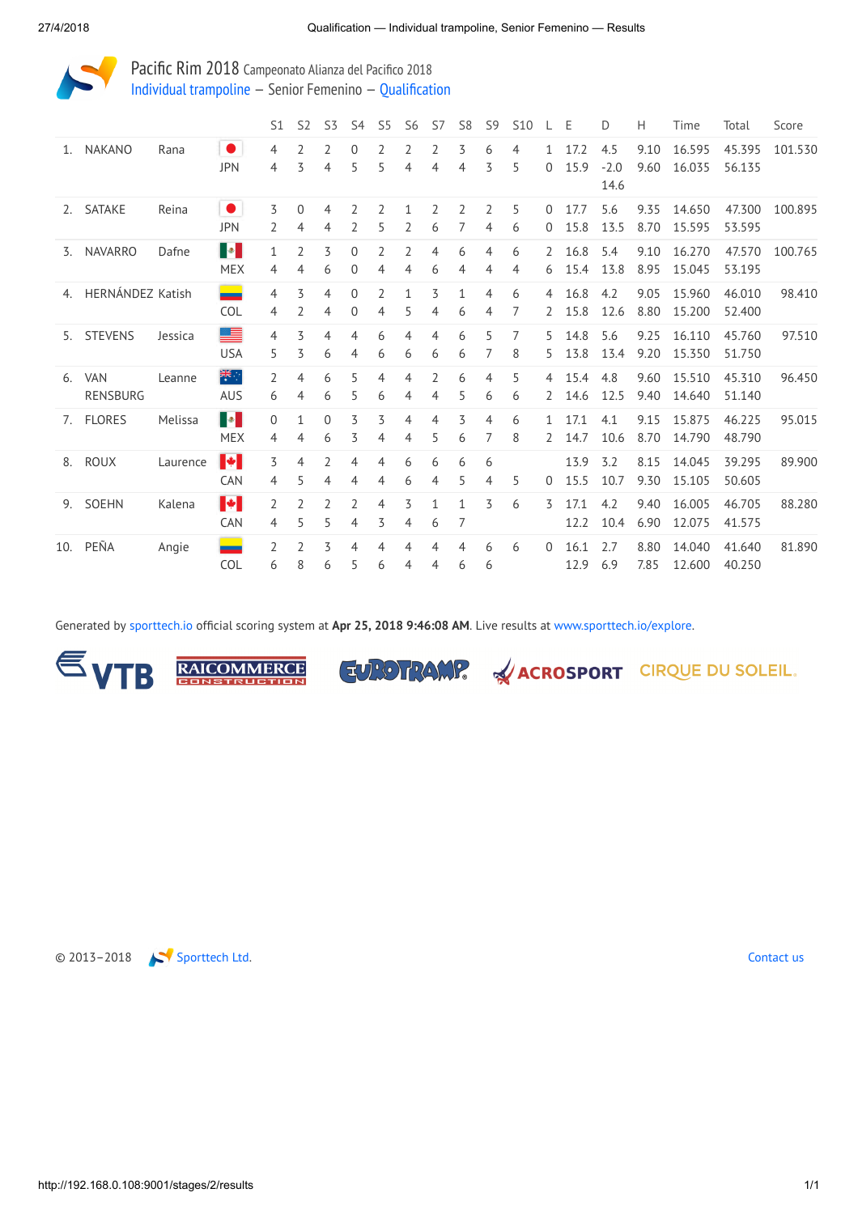# Pacific Rim 2018 Campeonato Alianza del Pacifico 2018

## Individual trampoline – Senior Femenino – Qualification

| | | | | S1 | S2 | S3 | S4 | S5 | S6 | S7 | S8 | S9 | S10 | L | E | D | H | Time | Total | Score |
|---|---|---|---|---|---|---|---|---|---|---|---|---|---|---|---|---|---|---|---|---|
| 1. | NAKANO | Rana | JPN | 4 | 2 | 2 | 0 | 2 | 2 | 2 | 3 | 6 | 4 | 1 | 17.2 | 4.5 | 9.10 | 16.595 | 45.395 | 101.530 |
| | | | | 4 | 3 | 4 | 5 | 5 | 4 | 4 | 4 | 3 | 5 | 0 | 15.9 | -2.0 14.6 | 9.60 | 16.035 | 56.135 | |
| 2. | SATAKE | Reina | JPN | 3 | 0 | 4 | 2 | 2 | 1 | 2 | 2 | 2 | 5 | 0 | 17.7 | 5.6 | 9.35 | 14.650 | 47.300 | 100.895 |
| | | | | 2 | 4 | 4 | 2 | 5 | 2 | 6 | 7 | 4 | 6 | 0 | 15.8 | 13.5 | 8.70 | 15.595 | 53.595 | |
| 3. | NAVARRO | Dafne | MEX | 1 | 2 | 3 | 0 | 2 | 2 | 4 | 6 | 4 | 6 | 2 | 16.8 | 5.4 | 9.10 | 16.270 | 47.570 | 100.765 |
| | | | | 4 | 4 | 6 | 0 | 4 | 4 | 6 | 4 | 4 | 4 | 6 | 15.4 | 13.8 | 8.95 | 15.045 | 53.195 | |
| 4. | HERNÁNDEZ | Katish | COL | 4 | 3 | 4 | 0 | 2 | 1 | 3 | 1 | 4 | 6 | 4 | 16.8 | 4.2 | 9.05 | 15.960 | 46.010 | 98.410 |
| | | | | 4 | 2 | 4 | 0 | 4 | 5 | 4 | 6 | 4 | 7 | 2 | 15.8 | 12.6 | 8.80 | 15.200 | 52.400 | |
| 5. | STEVENS | Jessica | USA | 4 | 3 | 4 | 4 | 6 | 4 | 4 | 6 | 5 | 7 | 5 | 14.8 | 5.6 | 9.25 | 16.110 | 45.760 | 97.510 |
| | | | | 5 | 3 | 6 | 4 | 6 | 6 | 6 | 6 | 7 | 8 | 5 | 13.8 | 13.4 | 9.20 | 15.350 | 51.750 | |
| 6. | VAN RENSBURG | Leanne | AUS | 2 | 4 | 6 | 5 | 4 | 4 | 2 | 6 | 4 | 5 | 4 | 15.4 | 4.8 | 9.60 | 15.510 | 45.310 | 96.450 |
| | | | | 6 | 4 | 6 | 5 | 6 | 4 | 4 | 5 | 6 | 6 | 2 | 14.6 | 12.5 | 9.40 | 14.640 | 51.140 | |
| 7. | FLORES | Melissa | MEX | 0 | 1 | 0 | 3 | 3 | 4 | 4 | 3 | 4 | 6 | 1 | 17.1 | 4.1 | 9.15 | 15.875 | 46.225 | 95.015 |
| | | | | 4 | 4 | 6 | 3 | 4 | 4 | 5 | 6 | 7 | 8 | 2 | 14.7 | 10.6 | 8.70 | 14.790 | 48.790 | |
| 8. | ROUX | Laurence | CAN | 3 | 4 | 2 | 4 | 4 | 6 | 6 | 6 | 6 | | | 13.9 | 3.2 | 8.15 | 14.045 | 39.295 | 89.900 |
| | | | | 4 | 5 | 4 | 4 | 4 | 6 | 4 | 5 | 4 | 5 | 0 | 15.5 | 10.7 | 9.30 | 15.105 | 50.605 | |
| 9. | SOEHN | Kalena | CAN | 2 | 2 | 2 | 2 | 4 | 3 | 1 | 1 | 3 | 6 | 3 | 17.1 | 4.2 | 9.40 | 16.005 | 46.705 | 88.280 |
| | | | | 4 | 5 | 5 | 4 | 3 | 4 | 6 | 7 | | | | 12.2 | 10.4 | 6.90 | 12.075 | 41.575 | |
| 10. | PEÑA | Angie | COL | 2 | 2 | 3 | 4 | 4 | 4 | 4 | 4 | 6 | 6 | 0 | 16.1 | 2.7 | 8.80 | 14.040 | 41.640 | 81.890 |
| | | | | 6 | 8 | 6 | 5 | 6 | 4 | 4 | 6 | 6 | | | 12.9 | 6.9 | 7.85 | 12.600 | 40.250 | |

Generated by sporttech.io official scoring system at **Apr 25, 2018 9:46:08 AM**. Live results at www.sporttech.io/explore.

© 2013–2018 Sporttech Ltd. Contact us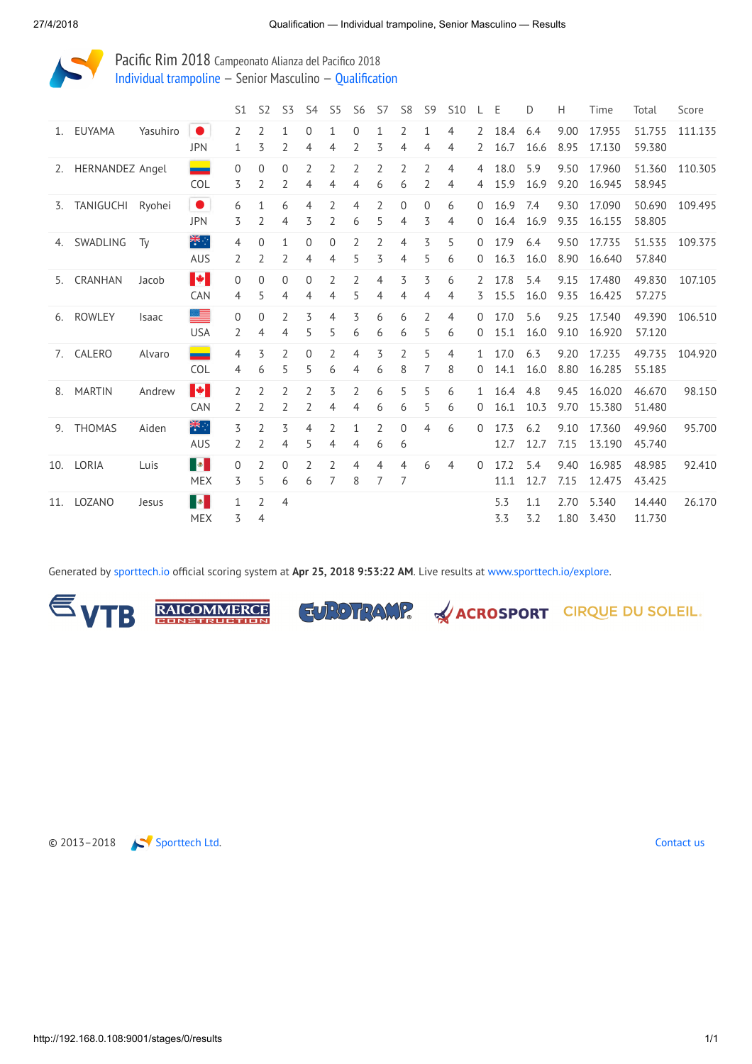# Pacific Rim 2018 Campeonato Alianza del Pacifico 2018

## Individual trampoline – Senior Masculino – Qualification

| | | | | S1 | S2 | S3 | S4 | S5 | S6 | S7 | S8 | S9 | S10 | L | E | D | H | Time | Total | Score |
|---|---|---|---|---|---|---|---|---|---|---|---|---|---|---|---|---|---|---|---|---|
| 1. | EUYAMA | Yasuhiro | JPN | 2 | 2 | 1 | 0 | 1 | 0 | 1 | 2 | 1 | 4 | 2 | 18.4 | 6.4 | 9.00 | 17.955 | 51.755 | 111.135 |
| | | | | 1 | 3 | 2 | 4 | 4 | 2 | 3 | 4 | 4 | 4 | 2 | 16.7 | 16.6 | 8.95 | 17.130 | 59.380 | |
| 2. | HERNANDEZ | Angel | COL | 0 | 0 | 0 | 2 | 2 | 2 | 2 | 2 | 2 | 4 | 4 | 18.0 | 5.9 | 9.50 | 17.960 | 51.360 | 110.305 |
| | | | | 3 | 2 | 2 | 4 | 4 | 4 | 6 | 6 | 2 | 4 | 4 | 15.9 | 16.9 | 9.20 | 16.945 | 58.945 | |
| 3. | TANIGUCHI | Ryohei | JPN | 6 | 1 | 6 | 4 | 2 | 4 | 2 | 0 | 0 | 6 | 0 | 16.9 | 7.4 | 9.30 | 17.090 | 50.690 | 109.495 |
| | | | | 3 | 2 | 4 | 3 | 2 | 6 | 5 | 4 | 3 | 4 | 0 | 16.4 | 16.9 | 9.35 | 16.155 | 58.805 | |
| 4. | SWADLING | Ty | AUS | 4 | 0 | 1 | 0 | 0 | 2 | 2 | 4 | 3 | 5 | 0 | 17.9 | 6.4 | 9.50 | 17.735 | 51.535 | 109.375 |
| | | | | 2 | 2 | 2 | 4 | 4 | 5 | 3 | 4 | 5 | 6 | 0 | 16.3 | 16.0 | 8.90 | 16.640 | 57.840 | |
| 5. | CRANHAN | Jacob | CAN | 0 | 0 | 0 | 0 | 2 | 2 | 4 | 3 | 3 | 6 | 2 | 17.8 | 5.4 | 9.15 | 17.480 | 49.830 | 107.105 |
| | | | | 4 | 5 | 4 | 4 | 4 | 5 | 4 | 4 | 4 | 4 | 3 | 15.5 | 16.0 | 9.35 | 16.425 | 57.275 | |
| 6. | ROWLEY | Isaac | USA | 0 | 0 | 2 | 3 | 4 | 3 | 6 | 6 | 2 | 4 | 0 | 17.0 | 5.6 | 9.25 | 17.540 | 49.390 | 106.510 |
| | | | | 2 | 4 | 4 | 5 | 5 | 6 | 6 | 6 | 5 | 6 | 0 | 15.1 | 16.0 | 9.10 | 16.920 | 57.120 | |
| 7. | CALERO | Alvaro | COL | 4 | 3 | 2 | 0 | 2 | 4 | 3 | 2 | 5 | 4 | 1 | 17.0 | 6.3 | 9.20 | 17.235 | 49.735 | 104.920 |
| | | | | 4 | 6 | 5 | 5 | 6 | 4 | 6 | 8 | 7 | 8 | 0 | 14.1 | 16.0 | 8.80 | 16.285 | 55.185 | |
| 8. | MARTIN | Andrew | CAN | 2 | 2 | 2 | 2 | 3 | 2 | 6 | 5 | 5 | 6 | 1 | 16.4 | 4.8 | 9.45 | 16.020 | 46.670 | 98.150 |
| | | | | 2 | 2 | 2 | 2 | 4 | 4 | 6 | 6 | 5 | 6 | 0 | 16.1 | 10.3 | 9.70 | 15.380 | 51.480 | |
| 9. | THOMAS | Aiden | AUS | 3 | 2 | 3 | 4 | 2 | 1 | 2 | 0 | 4 | 6 | 0 | 17.3 | 6.2 | 9.10 | 17.360 | 49.960 | 95.700 |
| | | | | 2 | 2 | 4 | 5 | 4 | 4 | 6 | 6 | | | | 12.7 | 12.7 | 7.15 | 13.190 | 45.740 | |
| 10. | LORIA | Luis | MEX | 0 | 2 | 0 | 2 | 2 | 4 | 4 | 4 | 6 | 4 | 0 | 17.2 | 5.4 | 9.40 | 16.985 | 48.985 | 92.410 |
| | | | | 3 | 5 | 6 | 6 | 7 | 8 | 7 | 7 | | | | 11.1 | 12.7 | 7.15 | 12.475 | 43.425 | |
| 11. | LOZANO | Jesus | MEX | 1 | 2 | 4 | | | | | | | | | 5.3 | 1.1 | 2.70 | 5.340 | 14.440 | 26.170 |
| | | | | 3 | 4 | | | | | | | | | | 3.3 | 3.2 | 1.80 | 3.430 | 11.730 | |

Generated by sporttech.io official scoring system at **Apr 25, 2018 9:53:22 AM**. Live results at www.sporttech.io/explore.

VTB RAICOMMERCE CONSTRUCTION EUROTRAMP ACROSPORT CIRQUE DU SOLEIL

© 2013–2018 Sporttech Ltd. Contact us